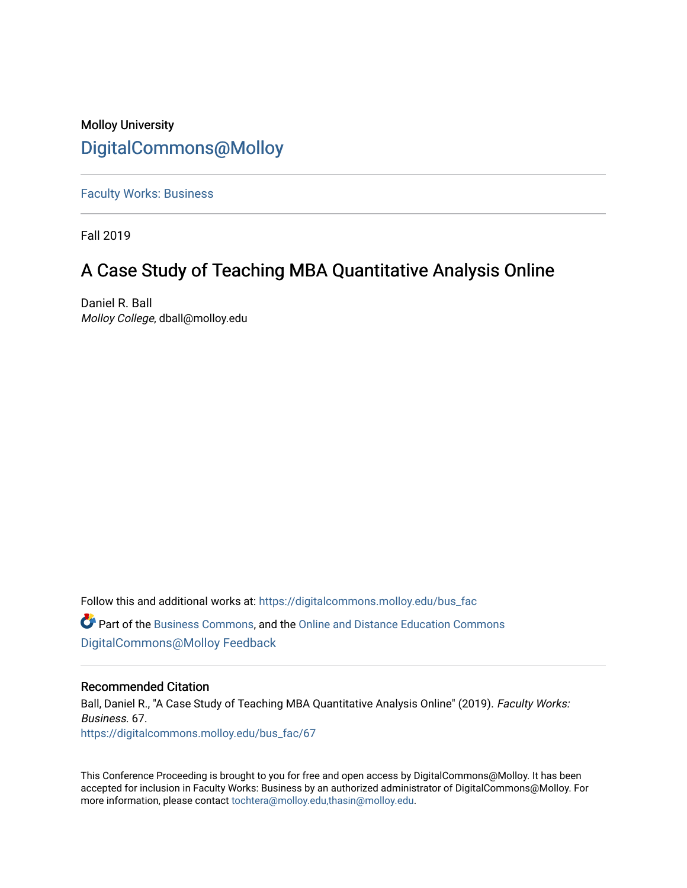Molloy University

DigitalCommons@Molloy

Faculty Works: Business

Fall 2019

# A Case Study of Teaching MBA Quantitative Analysis Online

Daniel R. Ball
*Molloy College*, dball@molloy.edu

Follow this and additional works at: https://digitalcommons.molloy.edu/bus_fac

Part of the Business Commons, and the Online and Distance Education Commons
DigitalCommons@Molloy Feedback

## Recommended Citation

Ball, Daniel R., "A Case Study of Teaching MBA Quantitative Analysis Online" (2019). *Faculty Works: Business*. 67.
https://digitalcommons.molloy.edu/bus_fac/67

This Conference Proceeding is brought to you for free and open access by DigitalCommons@Molloy. It has been accepted for inclusion in Faculty Works: Business by an authorized administrator of DigitalCommons@Molloy. For more information, please contact tochtera@molloy.edu,thasin@molloy.edu.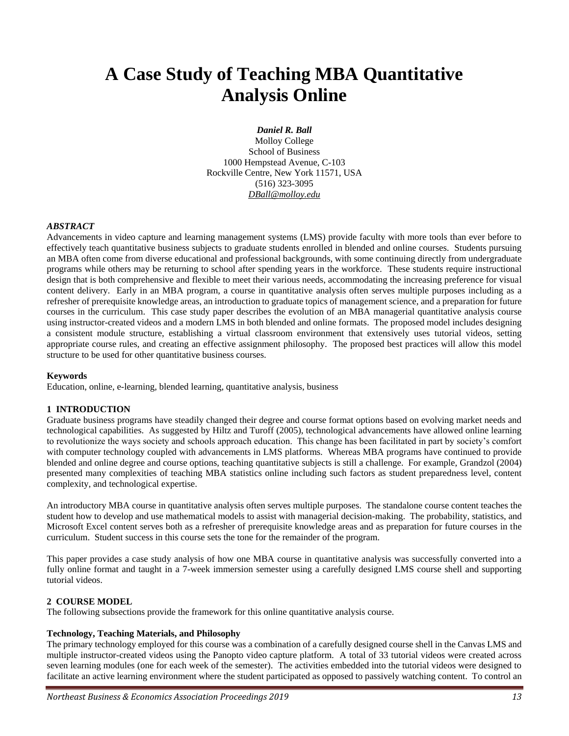# A Case Study of Teaching MBA Quantitative Analysis Online

***Daniel R. Ball***
Molloy College
School of Business
1000 Hempstead Avenue, C-103
Rockville Centre, New York 11571, USA
(516) 323-3095
DBall@molloy.edu

### *ABSTRACT*

Advancements in video capture and learning management systems (LMS) provide faculty with more tools than ever before to effectively teach quantitative business subjects to graduate students enrolled in blended and online courses. Students pursuing an MBA often come from diverse educational and professional backgrounds, with some continuing directly from undergraduate programs while others may be returning to school after spending years in the workforce. These students require instructional design that is both comprehensive and flexible to meet their various needs, accommodating the increasing preference for visual content delivery. Early in an MBA program, a course in quantitative analysis often serves multiple purposes including as a refresher of prerequisite knowledge areas, an introduction to graduate topics of management science, and a preparation for future courses in the curriculum. This case study paper describes the evolution of an MBA managerial quantitative analysis course using instructor-created videos and a modern LMS in both blended and online formats. The proposed model includes designing a consistent module structure, establishing a virtual classroom environment that extensively uses tutorial videos, setting appropriate course rules, and creating an effective assignment philosophy. The proposed best practices will allow this model structure to be used for other quantitative business courses.

### Keywords

Education, online, e-learning, blended learning, quantitative analysis, business

## 1 INTRODUCTION

Graduate business programs have steadily changed their degree and course format options based on evolving market needs and technological capabilities. As suggested by Hiltz and Turoff (2005), technological advancements have allowed online learning to revolutionize the ways society and schools approach education. This change has been facilitated in part by society's comfort with computer technology coupled with advancements in LMS platforms. Whereas MBA programs have continued to provide blended and online degree and course options, teaching quantitative subjects is still a challenge. For example, Grandzol (2004) presented many complexities of teaching MBA statistics online including such factors as student preparedness level, content complexity, and technological expertise.

An introductory MBA course in quantitative analysis often serves multiple purposes. The standalone course content teaches the student how to develop and use mathematical models to assist with managerial decision-making. The probability, statistics, and Microsoft Excel content serves both as a refresher of prerequisite knowledge areas and as preparation for future courses in the curriculum. Student success in this course sets the tone for the remainder of the program.

This paper provides a case study analysis of how one MBA course in quantitative analysis was successfully converted into a fully online format and taught in a 7-week immersion semester using a carefully designed LMS course shell and supporting tutorial videos.

## 2 COURSE MODEL

The following subsections provide the framework for this online quantitative analysis course.

### Technology, Teaching Materials, and Philosophy

The primary technology employed for this course was a combination of a carefully designed course shell in the Canvas LMS and multiple instructor-created videos using the Panopto video capture platform. A total of 33 tutorial videos were created across seven learning modules (one for each week of the semester). The activities embedded into the tutorial videos were designed to facilitate an active learning environment where the student participated as opposed to passively watching content. To control an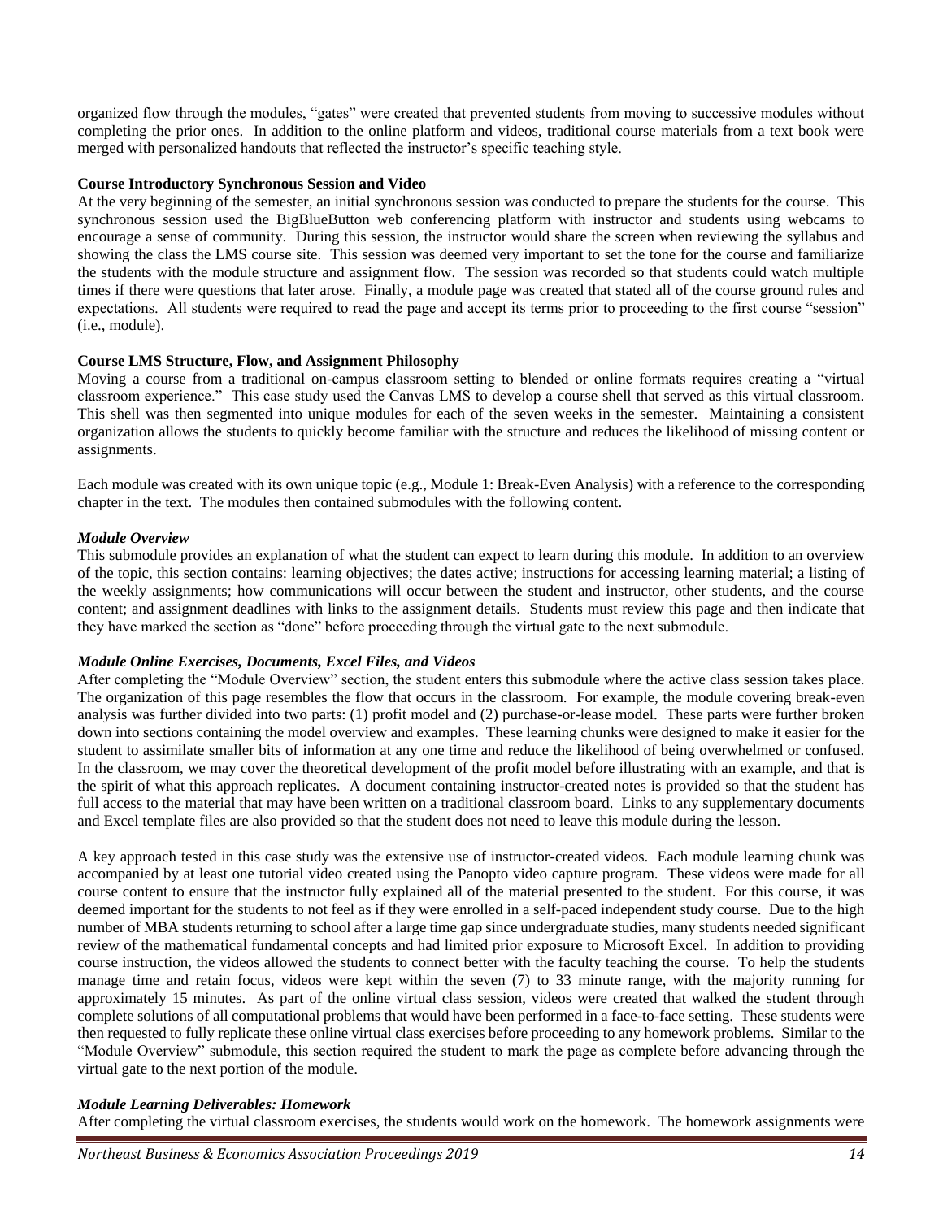organized flow through the modules, "gates" were created that prevented students from moving to successive modules without completing the prior ones. In addition to the online platform and videos, traditional course materials from a text book were merged with personalized handouts that reflected the instructor's specific teaching style.

**Course Introductory Synchronous Session and Video**

At the very beginning of the semester, an initial synchronous session was conducted to prepare the students for the course. This synchronous session used the BigBlueButton web conferencing platform with instructor and students using webcams to encourage a sense of community. During this session, the instructor would share the screen when reviewing the syllabus and showing the class the LMS course site. This session was deemed very important to set the tone for the course and familiarize the students with the module structure and assignment flow. The session was recorded so that students could watch multiple times if there were questions that later arose. Finally, a module page was created that stated all of the course ground rules and expectations. All students were required to read the page and accept its terms prior to proceeding to the first course "session" (i.e., module).

**Course LMS Structure, Flow, and Assignment Philosophy**

Moving a course from a traditional on-campus classroom setting to blended or online formats requires creating a "virtual classroom experience." This case study used the Canvas LMS to develop a course shell that served as this virtual classroom. This shell was then segmented into unique modules for each of the seven weeks in the semester. Maintaining a consistent organization allows the students to quickly become familiar with the structure and reduces the likelihood of missing content or assignments.

Each module was created with its own unique topic (e.g., Module 1: Break-Even Analysis) with a reference to the corresponding chapter in the text. The modules then contained submodules with the following content.

***Module Overview***

This submodule provides an explanation of what the student can expect to learn during this module. In addition to an overview of the topic, this section contains: learning objectives; the dates active; instructions for accessing learning material; a listing of the weekly assignments; how communications will occur between the student and instructor, other students, and the course content; and assignment deadlines with links to the assignment details. Students must review this page and then indicate that they have marked the section as "done" before proceeding through the virtual gate to the next submodule.

***Module Online Exercises, Documents, Excel Files, and Videos***

After completing the "Module Overview" section, the student enters this submodule where the active class session takes place. The organization of this page resembles the flow that occurs in the classroom. For example, the module covering break-even analysis was further divided into two parts: (1) profit model and (2) purchase-or-lease model. These parts were further broken down into sections containing the model overview and examples. These learning chunks were designed to make it easier for the student to assimilate smaller bits of information at any one time and reduce the likelihood of being overwhelmed or confused. In the classroom, we may cover the theoretical development of the profit model before illustrating with an example, and that is the spirit of what this approach replicates. A document containing instructor-created notes is provided so that the student has full access to the material that may have been written on a traditional classroom board. Links to any supplementary documents and Excel template files are also provided so that the student does not need to leave this module during the lesson.

A key approach tested in this case study was the extensive use of instructor-created videos. Each module learning chunk was accompanied by at least one tutorial video created using the Panopto video capture program. These videos were made for all course content to ensure that the instructor fully explained all of the material presented to the student. For this course, it was deemed important for the students to not feel as if they were enrolled in a self-paced independent study course. Due to the high number of MBA students returning to school after a large time gap since undergraduate studies, many students needed significant review of the mathematical fundamental concepts and had limited prior exposure to Microsoft Excel. In addition to providing course instruction, the videos allowed the students to connect better with the faculty teaching the course. To help the students manage time and retain focus, videos were kept within the seven (7) to 33 minute range, with the majority running for approximately 15 minutes. As part of the online virtual class session, videos were created that walked the student through complete solutions of all computational problems that would have been performed in a face-to-face setting. These students were then requested to fully replicate these online virtual class exercises before proceeding to any homework problems. Similar to the "Module Overview" submodule, this section required the student to mark the page as complete before advancing through the virtual gate to the next portion of the module.

***Module Learning Deliverables: Homework***

After completing the virtual classroom exercises, the students would work on the homework. The homework assignments were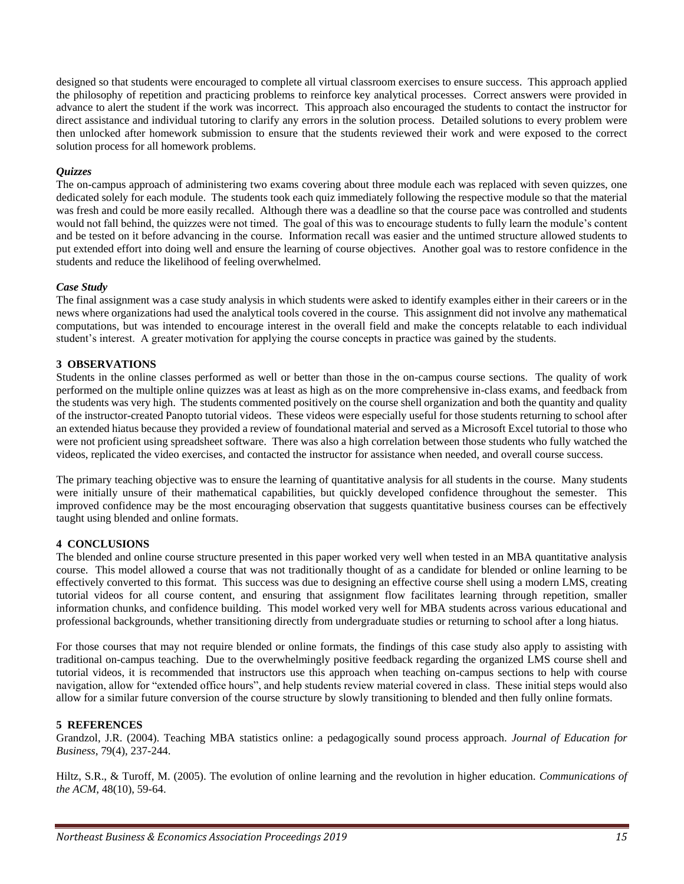designed so that students were encouraged to complete all virtual classroom exercises to ensure success. This approach applied the philosophy of repetition and practicing problems to reinforce key analytical processes. Correct answers were provided in advance to alert the student if the work was incorrect. This approach also encouraged the students to contact the instructor for direct assistance and individual tutoring to clarify any errors in the solution process. Detailed solutions to every problem were then unlocked after homework submission to ensure that the students reviewed their work and were exposed to the correct solution process for all homework problems.

***Quizzes***

The on-campus approach of administering two exams covering about three module each was replaced with seven quizzes, one dedicated solely for each module. The students took each quiz immediately following the respective module so that the material was fresh and could be more easily recalled. Although there was a deadline so that the course pace was controlled and students would not fall behind, the quizzes were not timed. The goal of this was to encourage students to fully learn the module's content and be tested on it before advancing in the course. Information recall was easier and the untimed structure allowed students to put extended effort into doing well and ensure the learning of course objectives. Another goal was to restore confidence in the students and reduce the likelihood of feeling overwhelmed.

***Case Study***

The final assignment was a case study analysis in which students were asked to identify examples either in their careers or in the news where organizations had used the analytical tools covered in the course. This assignment did not involve any mathematical computations, but was intended to encourage interest in the overall field and make the concepts relatable to each individual student's interest. A greater motivation for applying the course concepts in practice was gained by the students.

## 3 OBSERVATIONS

Students in the online classes performed as well or better than those in the on-campus course sections. The quality of work performed on the multiple online quizzes was at least as high as on the more comprehensive in-class exams, and feedback from the students was very high. The students commented positively on the course shell organization and both the quantity and quality of the instructor-created Panopto tutorial videos. These videos were especially useful for those students returning to school after an extended hiatus because they provided a review of foundational material and served as a Microsoft Excel tutorial to those who were not proficient using spreadsheet software. There was also a high correlation between those students who fully watched the videos, replicated the video exercises, and contacted the instructor for assistance when needed, and overall course success.

The primary teaching objective was to ensure the learning of quantitative analysis for all students in the course. Many students were initially unsure of their mathematical capabilities, but quickly developed confidence throughout the semester. This improved confidence may be the most encouraging observation that suggests quantitative business courses can be effectively taught using blended and online formats.

## 4 CONCLUSIONS

The blended and online course structure presented in this paper worked very well when tested in an MBA quantitative analysis course. This model allowed a course that was not traditionally thought of as a candidate for blended or online learning to be effectively converted to this format. This success was due to designing an effective course shell using a modern LMS, creating tutorial videos for all course content, and ensuring that assignment flow facilitates learning through repetition, smaller information chunks, and confidence building. This model worked very well for MBA students across various educational and professional backgrounds, whether transitioning directly from undergraduate studies or returning to school after a long hiatus.

For those courses that may not require blended or online formats, the findings of this case study also apply to assisting with traditional on-campus teaching. Due to the overwhelmingly positive feedback regarding the organized LMS course shell and tutorial videos, it is recommended that instructors use this approach when teaching on-campus sections to help with course navigation, allow for "extended office hours", and help students review material covered in class. These initial steps would also allow for a similar future conversion of the course structure by slowly transitioning to blended and then fully online formats.

## 5 REFERENCES

Grandzol, J.R. (2004). Teaching MBA statistics online: a pedagogically sound process approach. *Journal of Education for Business*, 79(4), 237-244.

Hiltz, S.R., & Turoff, M. (2005). The evolution of online learning and the revolution in higher education. *Communications of the ACM*, 48(10), 59-64.